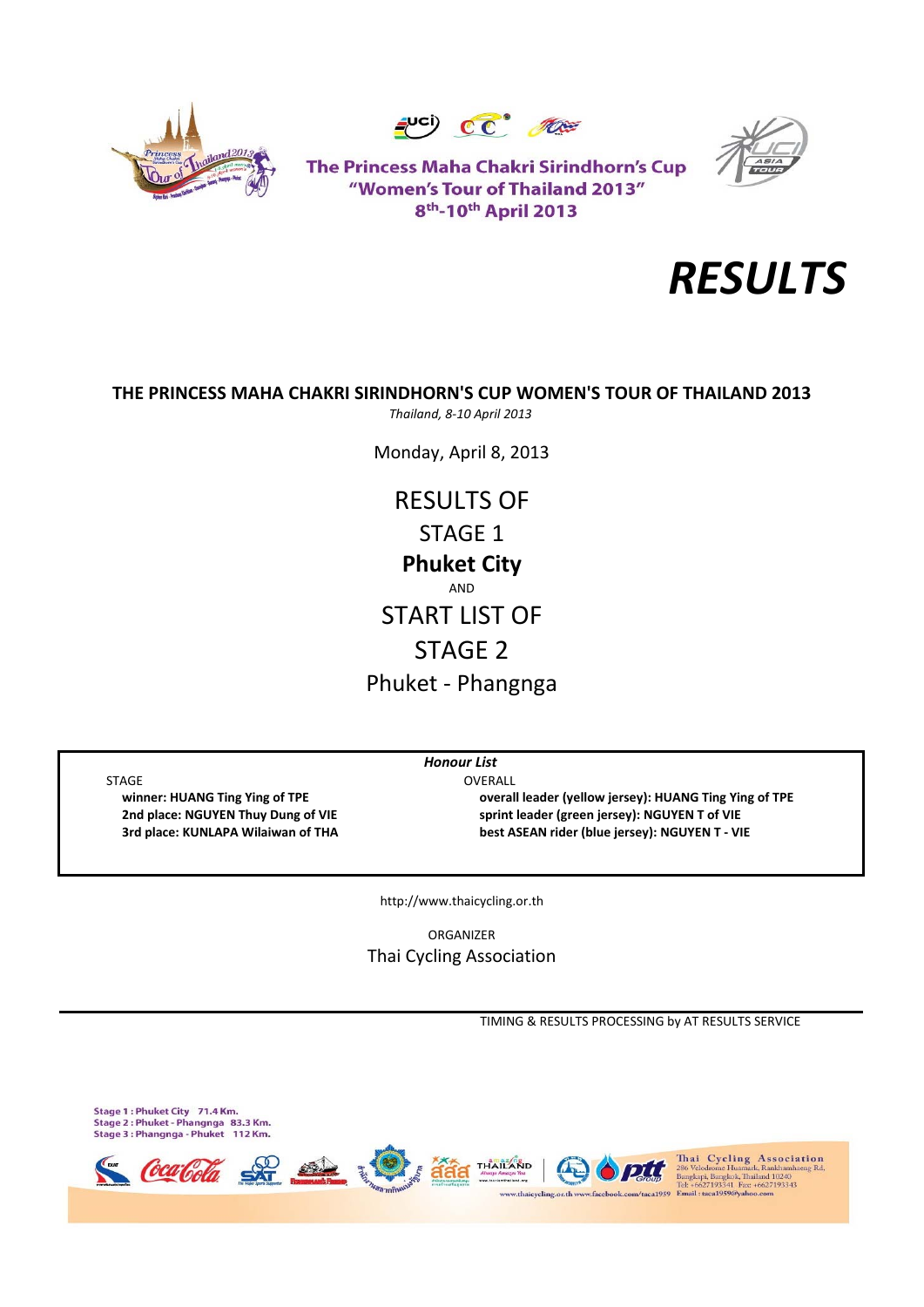The Princess Maha Chakri Sirindhorn's Cup
"Women's Tour of Thailand 2013"
8th-10th April 2013

# RESULTS

## THE PRINCESS MAHA CHAKRI SIRINDHORN'S CUP WOMEN'S TOUR OF THAILAND 2013

*Thailand, 8-10 April 2013*

Monday, April 8, 2013

RESULTS OF
STAGE 1
**Phuket City**
AND
START LIST OF
STAGE 2
Phuket - Phangnga

***Honour List***

STAGE
- **winner: HUANG Ting Ying of TPE**
- **2nd place: NGUYEN Thuy Dung of VIE**
- **3rd place: KUNLAPA Wilaiwan of THA**

OVERALL
- **overall leader (yellow jersey): HUANG Ting Ying of TPE**
- **sprint leader (green jersey): NGUYEN T of VIE**
- **best ASEAN rider (blue jersey): NGUYEN T - VIE**

http://www.thaicycling.or.th

ORGANIZER
Thai Cycling Association

TIMING & RESULTS PROCESSING by AT RESULTS SERVICE

Stage 1 : Phuket City 71.4 Km.
Stage 2 : Phuket - Phangnga 83.3 Km.
Stage 3 : Phangnga - Phuket 112 Km.

Thai Cycling Association
286 Velodrome Huamark, Rankhamhaeng Rd, Bangkapi, Bangkok, Thailand 10240
Tel: +6627193341 Fax: +6627193343
www.thaicycling.or.th www.facebook.com/taca1959 Email : taca1959@yahoo.com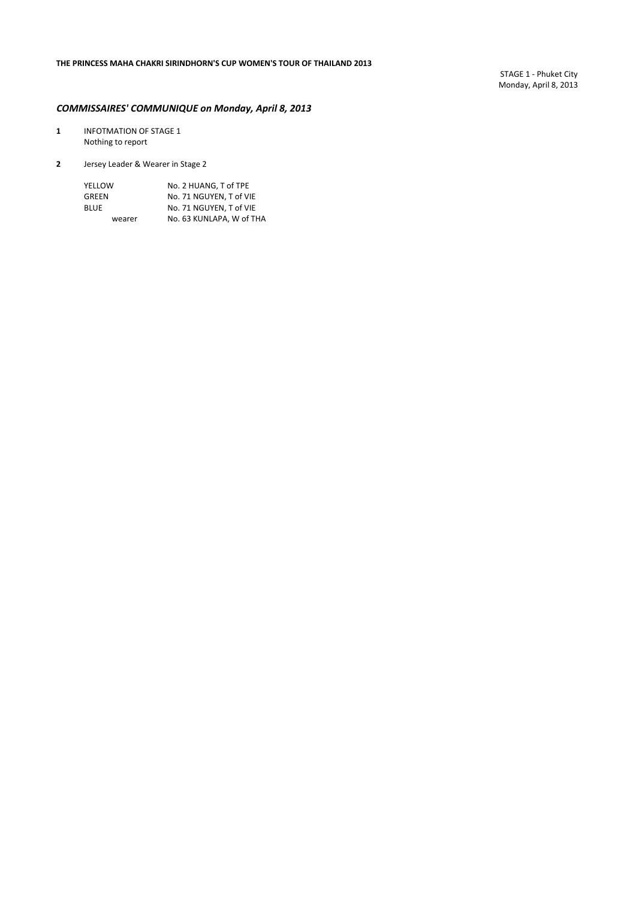**THE PRINCESS MAHA CHAKRI SIRINDHORN'S CUP WOMEN'S TOUR OF THAILAND 2013**

STAGE 1 - Phuket City
Monday, April 8, 2013

## *COMMISSAIRES' COMMUNIQUE on Monday, April 8, 2013*

**1** INFOTMATION OF STAGE 1
Nothing to report

**2** Jersey Leader & Wearer in Stage 2

| | |
|---|---|
| YELLOW | No. 2 HUANG, T of TPE |
| GREEN | No. 71 NGUYEN, T of VIE |
| BLUE | No. 71 NGUYEN, T of VIE |
| wearer | No. 63 KUNLAPA, W of THA |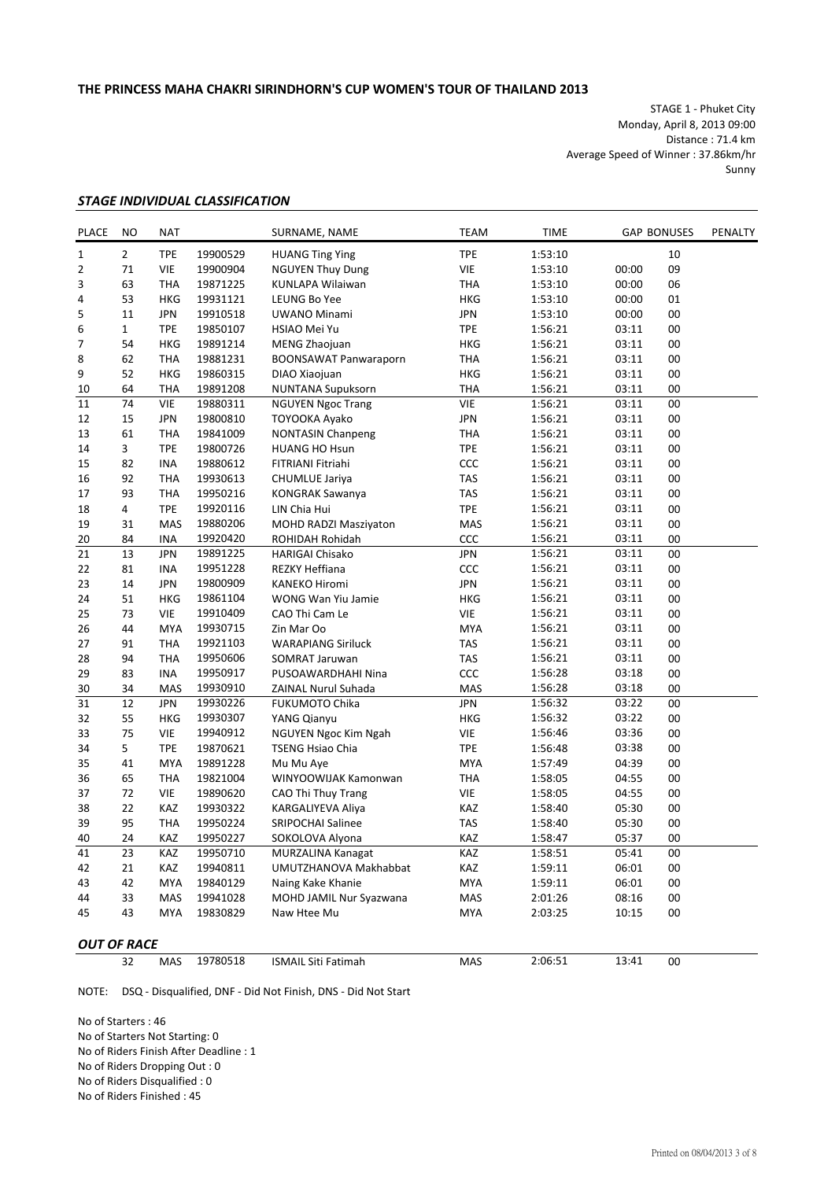**THE PRINCESS MAHA CHAKRI SIRINDHORN'S CUP WOMEN'S TOUR OF THAILAND 2013**

STAGE 1 - Phuket City
Monday, April 8, 2013 09:00
Distance : 71.4 km
Average Speed of Winner : 37.86km/hr
Sunny

### *STAGE INDIVIDUAL CLASSIFICATION*

| PLACE | NO | NAT | | SURNAME, NAME | TEAM | TIME | GAP | BONUSES | PENALTY |
|---|---|---|---|---|---|---|---|---|---|
| 1 | 2 | TPE | 19900529 | HUANG Ting Ying | TPE | 1:53:10 | | 10 | |
| 2 | 71 | VIE | 19900904 | NGUYEN Thuy Dung | VIE | 1:53:10 | 00:00 | 09 | |
| 3 | 63 | THA | 19871225 | KUNLAPA Wilaiwan | THA | 1:53:10 | 00:00 | 06 | |
| 4 | 53 | HKG | 19931121 | LEUNG Bo Yee | HKG | 1:53:10 | 00:00 | 01 | |
| 5 | 11 | JPN | 19910518 | UWANO Minami | JPN | 1:53:10 | 00:00 | 00 | |
| 6 | 1 | TPE | 19850107 | HSIAO Mei Yu | TPE | 1:56:21 | 03:11 | 00 | |
| 7 | 54 | HKG | 19891214 | MENG Zhaojuan | HKG | 1:56:21 | 03:11 | 00 | |
| 8 | 62 | THA | 19881231 | BOONSAWAT Panwaraporn | THA | 1:56:21 | 03:11 | 00 | |
| 9 | 52 | HKG | 19860315 | DIAO Xiaojuan | HKG | 1:56:21 | 03:11 | 00 | |
| 10 | 64 | THA | 19891208 | NUNTANA Supuksorn | THA | 1:56:21 | 03:11 | 00 | |
| 11 | 74 | VIE | 19880311 | NGUYEN Ngoc Trang | VIE | 1:56:21 | 03:11 | 00 | |
| 12 | 15 | JPN | 19800810 | TOYOOKA Ayako | JPN | 1:56:21 | 03:11 | 00 | |
| 13 | 61 | THA | 19841009 | NONTASIN Chanpeng | THA | 1:56:21 | 03:11 | 00 | |
| 14 | 3 | TPE | 19800726 | HUANG HO Hsun | TPE | 1:56:21 | 03:11 | 00 | |
| 15 | 82 | INA | 19880612 | FITRIANI Fitriahi | CCC | 1:56:21 | 03:11 | 00 | |
| 16 | 92 | THA | 19930613 | CHUMLUE Jariya | TAS | 1:56:21 | 03:11 | 00 | |
| 17 | 93 | THA | 19950216 | KONGRAK Sawanya | TAS | 1:56:21 | 03:11 | 00 | |
| 18 | 4 | TPE | 19920116 | LIN Chia Hui | TPE | 1:56:21 | 03:11 | 00 | |
| 19 | 31 | MAS | 19880206 | MOHD RADZI Masziyaton | MAS | 1:56:21 | 03:11 | 00 | |
| 20 | 84 | INA | 19920420 | ROHIDAH Rohidah | CCC | 1:56:21 | 03:11 | 00 | |
| 21 | 13 | JPN | 19891225 | HARIGAI Chisako | JPN | 1:56:21 | 03:11 | 00 | |
| 22 | 81 | INA | 19951228 | REZKY Heffiana | CCC | 1:56:21 | 03:11 | 00 | |
| 23 | 14 | JPN | 19800909 | KANEKO Hiromi | JPN | 1:56:21 | 03:11 | 00 | |
| 24 | 51 | HKG | 19861104 | WONG Wan Yiu Jamie | HKG | 1:56:21 | 03:11 | 00 | |
| 25 | 73 | VIE | 19910409 | CAO Thi Cam Le | VIE | 1:56:21 | 03:11 | 00 | |
| 26 | 44 | MYA | 19930715 | Zin Mar Oo | MYA | 1:56:21 | 03:11 | 00 | |
| 27 | 91 | THA | 19921103 | WARAPIANG Siriluck | TAS | 1:56:21 | 03:11 | 00 | |
| 28 | 94 | THA | 19950606 | SOMRAT Jaruwan | TAS | 1:56:21 | 03:11 | 00 | |
| 29 | 83 | INA | 19950917 | PUSOAWARDHAHI Nina | CCC | 1:56:28 | 03:18 | 00 | |
| 30 | 34 | MAS | 19930910 | ZAINAL Nurul Suhada | MAS | 1:56:28 | 03:18 | 00 | |
| 31 | 12 | JPN | 19930226 | FUKUMOTO Chika | JPN | 1:56:32 | 03:22 | 00 | |
| 32 | 55 | HKG | 19930307 | YANG Qianyu | HKG | 1:56:32 | 03:22 | 00 | |
| 33 | 75 | VIE | 19940912 | NGUYEN Ngoc Kim Ngah | VIE | 1:56:46 | 03:36 | 00 | |
| 34 | 5 | TPE | 19870621 | TSENG Hsiao Chia | TPE | 1:56:48 | 03:38 | 00 | |
| 35 | 41 | MYA | 19891228 | Mu Mu Aye | MYA | 1:57:49 | 04:39 | 00 | |
| 36 | 65 | THA | 19821004 | WINYOOWIJAK Kamonwan | THA | 1:58:05 | 04:55 | 00 | |
| 37 | 72 | VIE | 19890620 | CAO Thi Thuy Trang | VIE | 1:58:05 | 04:55 | 00 | |
| 38 | 22 | KAZ | 19930322 | KARGALIYEVA Aliya | KAZ | 1:58:40 | 05:30 | 00 | |
| 39 | 95 | THA | 19950224 | SRIPOCHAI Salinee | TAS | 1:58:40 | 05:30 | 00 | |
| 40 | 24 | KAZ | 19950227 | SOKOLOVA Alyona | KAZ | 1:58:47 | 05:37 | 00 | |
| 41 | 23 | KAZ | 19950710 | MURZALINA Kanagat | KAZ | 1:58:51 | 05:41 | 00 | |
| 42 | 21 | KAZ | 19940811 | UMUTZHANOVA Makhabbat | KAZ | 1:59:11 | 06:01 | 00 | |
| 43 | 42 | MYA | 19840129 | Naing Kake Khanie | MYA | 1:59:11 | 06:01 | 00 | |
| 44 | 33 | MAS | 19941028 | MOHD JAMIL Nur Syazwana | MAS | 2:01:26 | 08:16 | 00 | |
| 45 | 43 | MYA | 19830829 | Naw Htee Mu | MYA | 2:03:25 | 10:15 | 00 | |

### *OUT OF RACE*

| PLACE | NO | NAT | | SURNAME, NAME | TEAM | TIME | GAP | BONUSES | PENALTY |
|---|---|---|---|---|---|---|---|---|---|
| | 32 | MAS | 19780518 | ISMAIL Siti Fatimah | MAS | 2:06:51 | 13:41 | 00 | |

NOTE: DSQ - Disqualified, DNF - Did Not Finish, DNS - Did Not Start

No of Starters : 46
No of Starters Not Starting: 0
No of Riders Finish After Deadline : 1
No of Riders Dropping Out : 0
No of Riders Disqualified : 0
No of Riders Finished : 45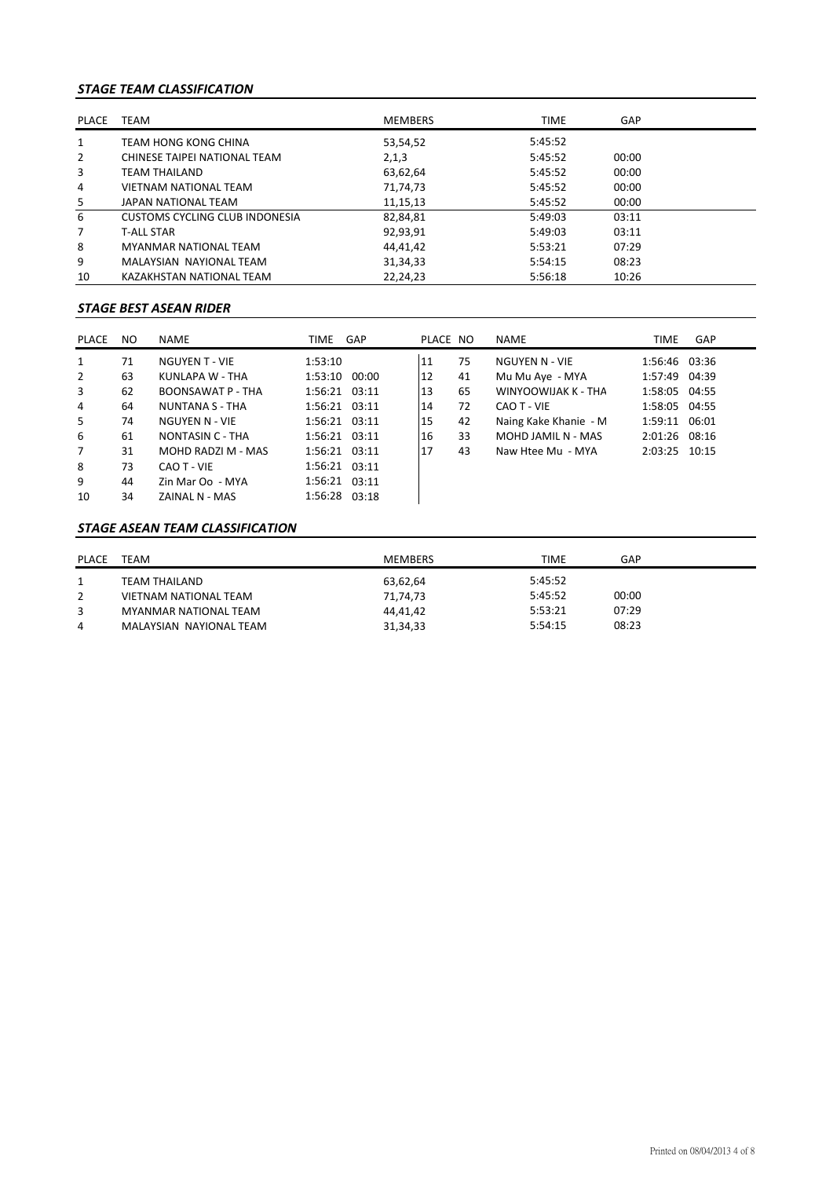### *STAGE TEAM CLASSIFICATION*

| PLACE | TEAM | MEMBERS | TIME | GAP |
|---|---|---|---|---|
| 1 | TEAM HONG KONG CHINA | 53,54,52 | 5:45:52 | |
| 2 | CHINESE TAIPEI NATIONAL TEAM | 2,1,3 | 5:45:52 | 00:00 |
| 3 | TEAM THAILAND | 63,62,64 | 5:45:52 | 00:00 |
| 4 | VIETNAM NATIONAL TEAM | 71,74,73 | 5:45:52 | 00:00 |
| 5 | JAPAN NATIONAL TEAM | 11,15,13 | 5:45:52 | 00:00 |
| 6 | CUSTOMS CYCLING CLUB INDONESIA | 82,84,81 | 5:49:03 | 03:11 |
| 7 | T-ALL STAR | 92,93,91 | 5:49:03 | 03:11 |
| 8 | MYANMAR NATIONAL TEAM | 44,41,42 | 5:53:21 | 07:29 |
| 9 | MALAYSIAN NAYIONAL TEAM | 31,34,33 | 5:54:15 | 08:23 |
| 10 | KAZAKHSTAN NATIONAL TEAM | 22,24,23 | 5:56:18 | 10:26 |

### *STAGE BEST ASEAN RIDER*

| PLACE | NO | NAME | TIME | GAP |
|---|---|---|---|---|
| 1 | 71 | NGUYEN T - VIE | 1:53:10 | |
| 2 | 63 | KUNLAPA W - THA | 1:53:10 | 00:00 |
| 3 | 62 | BOONSAWAT P - THA | 1:56:21 | 03:11 |
| 4 | 64 | NUNTANA S - THA | 1:56:21 | 03:11 |
| 5 | 74 | NGUYEN N - VIE | 1:56:21 | 03:11 |
| 6 | 61 | NONTASIN C - THA | 1:56:21 | 03:11 |
| 7 | 31 | MOHD RADZI M - MAS | 1:56:21 | 03:11 |
| 8 | 73 | CAO T - VIE | 1:56:21 | 03:11 |
| 9 | 44 | Zin Mar Oo - MYA | 1:56:21 | 03:11 |
| 10 | 34 | ZAINAL N - MAS | 1:56:28 | 03:18 |
| 11 | 75 | NGUYEN N - VIE | 1:56:46 | 03:36 |
| 12 | 41 | Mu Mu Aye - MYA | 1:57:49 | 04:39 |
| 13 | 65 | WINYOOWIJAK K - THA | 1:58:05 | 04:55 |
| 14 | 72 | CAO T - VIE | 1:58:05 | 04:55 |
| 15 | 42 | Naing Kake Khanie - M | 1:59:11 | 06:01 |
| 16 | 33 | MOHD JAMIL N - MAS | 2:01:26 | 08:16 |
| 17 | 43 | Naw Htee Mu - MYA | 2:03:25 | 10:15 |

### *STAGE ASEAN TEAM CLASSIFICATION*

| PLACE | TEAM | MEMBERS | TIME | GAP |
|---|---|---|---|---|
| 1 | TEAM THAILAND | 63,62,64 | 5:45:52 | |
| 2 | VIETNAM NATIONAL TEAM | 71,74,73 | 5:45:52 | 00:00 |
| 3 | MYANMAR NATIONAL TEAM | 44,41,42 | 5:53:21 | 07:29 |
| 4 | MALAYSIAN NAYIONAL TEAM | 31,34,33 | 5:54:15 | 08:23 |

Printed on 08/04/2013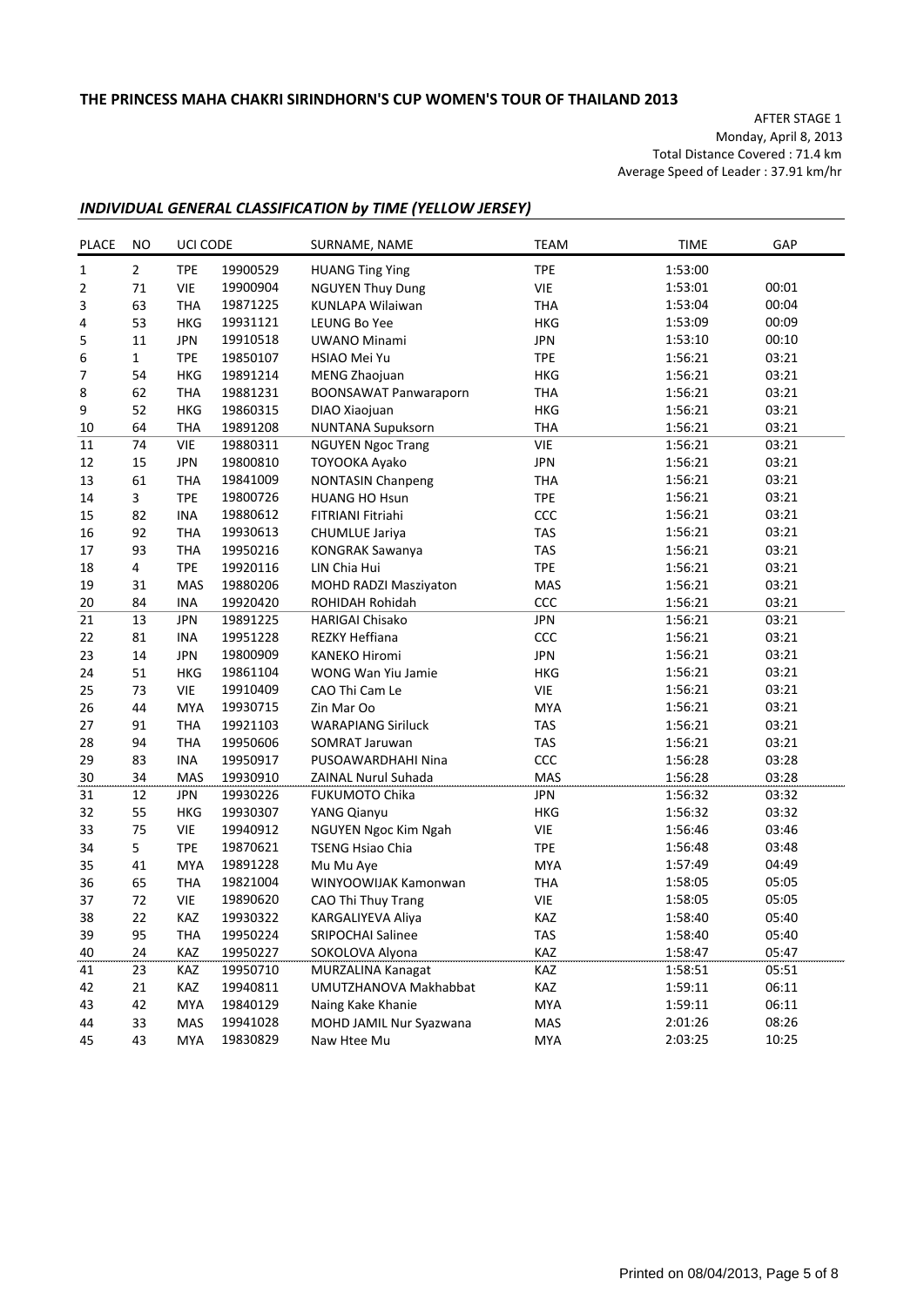# THE PRINCESS MAHA CHAKRI SIRINDHORN'S CUP WOMEN'S TOUR OF THAILAND 2013

AFTER STAGE 1
Monday, April 8, 2013
Total Distance Covered : 71.4 km
Average Speed of Leader : 37.91 km/hr

## *INDIVIDUAL GENERAL CLASSIFICATION by TIME (YELLOW JERSEY)*

| PLACE | NO | UCI CODE | | SURNAME, NAME | TEAM | TIME | GAP |
|---|---|---|---|---|---|---|---|
| 1 | 2 | TPE | 19900529 | HUANG Ting Ying | TPE | 1:53:00 | |
| 2 | 71 | VIE | 19900904 | NGUYEN Thuy Dung | VIE | 1:53:01 | 00:01 |
| 3 | 63 | THA | 19871225 | KUNLAPA Wilaiwan | THA | 1:53:04 | 00:04 |
| 4 | 53 | HKG | 19931121 | LEUNG Bo Yee | HKG | 1:53:09 | 00:09 |
| 5 | 11 | JPN | 19910518 | UWANO Minami | JPN | 1:53:10 | 00:10 |
| 6 | 1 | TPE | 19850107 | HSIAO Mei Yu | TPE | 1:56:21 | 03:21 |
| 7 | 54 | HKG | 19891214 | MENG Zhaojuan | HKG | 1:56:21 | 03:21 |
| 8 | 62 | THA | 19881231 | BOONSAWAT Panwaraporn | THA | 1:56:21 | 03:21 |
| 9 | 52 | HKG | 19860315 | DIAO Xiaojuan | HKG | 1:56:21 | 03:21 |
| 10 | 64 | THA | 19891208 | NUNTANA Supuksorn | THA | 1:56:21 | 03:21 |
| 11 | 74 | VIE | 19880311 | NGUYEN Ngoc Trang | VIE | 1:56:21 | 03:21 |
| 12 | 15 | JPN | 19800810 | TOYOOKA Ayako | JPN | 1:56:21 | 03:21 |
| 13 | 61 | THA | 19841009 | NONTASIN Chanpeng | THA | 1:56:21 | 03:21 |
| 14 | 3 | TPE | 19800726 | HUANG HO Hsun | TPE | 1:56:21 | 03:21 |
| 15 | 82 | INA | 19880612 | FITRIANI Fitriahi | CCC | 1:56:21 | 03:21 |
| 16 | 92 | THA | 19930613 | CHUMLUE Jariya | TAS | 1:56:21 | 03:21 |
| 17 | 93 | THA | 19950216 | KONGRAK Sawanya | TAS | 1:56:21 | 03:21 |
| 18 | 4 | TPE | 19920116 | LIN Chia Hui | TPE | 1:56:21 | 03:21 |
| 19 | 31 | MAS | 19880206 | MOHD RADZI Masziyaton | MAS | 1:56:21 | 03:21 |
| 20 | 84 | INA | 19920420 | ROHIDAH Rohidah | CCC | 1:56:21 | 03:21 |
| 21 | 13 | JPN | 19891225 | HARIGAI Chisako | JPN | 1:56:21 | 03:21 |
| 22 | 81 | INA | 19951228 | REZKY Heffiana | CCC | 1:56:21 | 03:21 |
| 23 | 14 | JPN | 19800909 | KANEKO Hiromi | JPN | 1:56:21 | 03:21 |
| 24 | 51 | HKG | 19861104 | WONG Wan Yiu Jamie | HKG | 1:56:21 | 03:21 |
| 25 | 73 | VIE | 19910409 | CAO Thi Cam Le | VIE | 1:56:21 | 03:21 |
| 26 | 44 | MYA | 19930715 | Zin Mar Oo | MYA | 1:56:21 | 03:21 |
| 27 | 91 | THA | 19921103 | WARAPIANG Siriluck | TAS | 1:56:21 | 03:21 |
| 28 | 94 | THA | 19950606 | SOMRAT Jaruwan | TAS | 1:56:21 | 03:21 |
| 29 | 83 | INA | 19950917 | PUSOAWARDHAHI Nina | CCC | 1:56:28 | 03:28 |
| 30 | 34 | MAS | 19930910 | ZAINAL Nurul Suhada | MAS | 1:56:28 | 03:28 |
| 31 | 12 | JPN | 19930226 | FUKUMOTO Chika | JPN | 1:56:32 | 03:32 |
| 32 | 55 | HKG | 19930307 | YANG Qianyu | HKG | 1:56:32 | 03:32 |
| 33 | 75 | VIE | 19940912 | NGUYEN Ngoc Kim Ngah | VIE | 1:56:46 | 03:46 |
| 34 | 5 | TPE | 19870621 | TSENG Hsiao Chia | TPE | 1:56:48 | 03:48 |
| 35 | 41 | MYA | 19891228 | Mu Mu Aye | MYA | 1:57:49 | 04:49 |
| 36 | 65 | THA | 19821004 | WINYOOWIJAK Kamonwan | THA | 1:58:05 | 05:05 |
| 37 | 72 | VIE | 19890620 | CAO Thi Thuy Trang | VIE | 1:58:05 | 05:05 |
| 38 | 22 | KAZ | 19930322 | KARGALIYEVA Aliya | KAZ | 1:58:40 | 05:40 |
| 39 | 95 | THA | 19950224 | SRIPOCHAI Salinee | TAS | 1:58:40 | 05:40 |
| 40 | 24 | KAZ | 19950227 | SOKOLOVA Alyona | KAZ | 1:58:47 | 05:47 |
| 41 | 23 | KAZ | 19950710 | MURZALINA Kanagat | KAZ | 1:58:51 | 05:51 |
| 42 | 21 | KAZ | 19940811 | UMUTZHANOVA Makhabbat | KAZ | 1:59:11 | 06:11 |
| 43 | 42 | MYA | 19840129 | Naing Kake Khanie | MYA | 1:59:11 | 06:11 |
| 44 | 33 | MAS | 19941028 | MOHD JAMIL Nur Syazwana | MAS | 2:01:26 | 08:26 |
| 45 | 43 | MYA | 19830829 | Naw Htee Mu | MYA | 2:03:25 | 10:25 |

Printed on 08/04/2013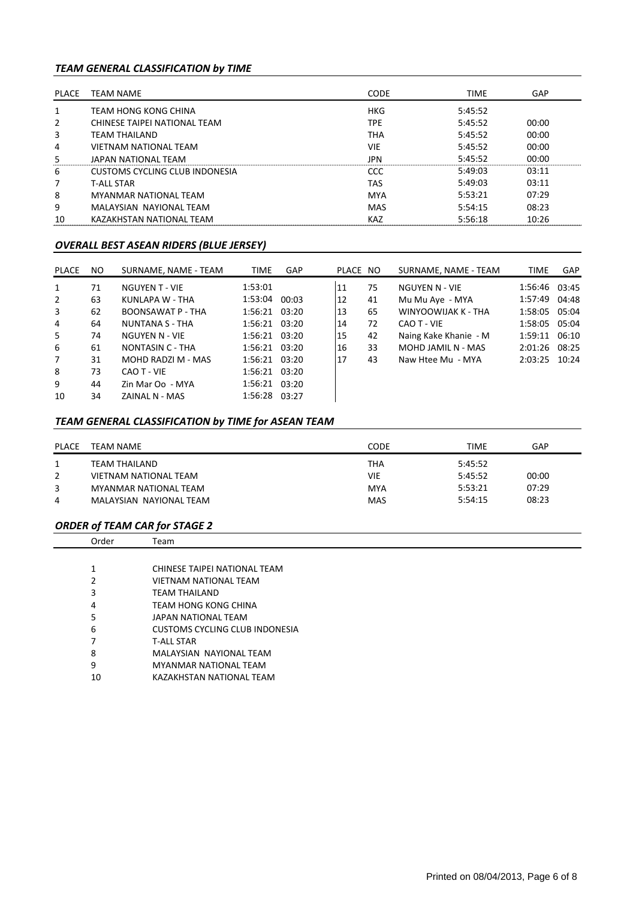### *TEAM GENERAL CLASSIFICATION by TIME*

| PLACE | TEAM NAME | CODE | TIME | GAP |
|---|---|---|---|---|
| 1 | TEAM HONG KONG CHINA | HKG | 5:45:52 | |
| 2 | CHINESE TAIPEI NATIONAL TEAM | TPE | 5:45:52 | 00:00 |
| 3 | TEAM THAILAND | THA | 5:45:52 | 00:00 |
| 4 | VIETNAM NATIONAL TEAM | VIE | 5:45:52 | 00:00 |
| 5 | JAPAN NATIONAL TEAM | JPN | 5:45:52 | 00:00 |
| 6 | CUSTOMS CYCLING CLUB INDONESIA | CCC | 5:49:03 | 03:11 |
| 7 | T-ALL STAR | TAS | 5:49:03 | 03:11 |
| 8 | MYANMAR NATIONAL TEAM | MYA | 5:53:21 | 07:29 |
| 9 | MALAYSIAN NAYIONAL TEAM | MAS | 5:54:15 | 08:23 |
| 10 | KAZAKHSTAN NATIONAL TEAM | KAZ | 5:56:18 | 10:26 |

### *OVERALL BEST ASEAN RIDERS (BLUE JERSEY)*

| PLACE | NO | SURNAME, NAME - TEAM | TIME | GAP |
|---|---|---|---|---|
| 1 | 71 | NGUYEN T - VIE | 1:53:01 | |
| 2 | 63 | KUNLAPA W - THA | 1:53:04 | 00:03 |
| 3 | 62 | BOONSAWAT P - THA | 1:56:21 | 03:20 |
| 4 | 64 | NUNTANA S - THA | 1:56:21 | 03:20 |
| 5 | 74 | NGUYEN N - VIE | 1:56:21 | 03:20 |
| 6 | 61 | NONTASIN C - THA | 1:56:21 | 03:20 |
| 7 | 31 | MOHD RADZI M - MAS | 1:56:21 | 03:20 |
| 8 | 73 | CAO T - VIE | 1:56:21 | 03:20 |
| 9 | 44 | Zin Mar Oo - MYA | 1:56:21 | 03:20 |
| 10 | 34 | ZAINAL N - MAS | 1:56:28 | 03:27 |
| 11 | 75 | NGUYEN N - VIE | 1:56:46 | 03:45 |
| 12 | 41 | Mu Mu Aye - MYA | 1:57:49 | 04:48 |
| 13 | 65 | WINYOOWIJAK K - THA | 1:58:05 | 05:04 |
| 14 | 72 | CAO T - VIE | 1:58:05 | 05:04 |
| 15 | 42 | Naing Kake Khanie - M | 1:59:11 | 06:10 |
| 16 | 33 | MOHD JAMIL N - MAS | 2:01:26 | 08:25 |
| 17 | 43 | Naw Htee Mu - MYA | 2:03:25 | 10:24 |

### *TEAM GENERAL CLASSIFICATION by TIME for ASEAN TEAM*

| PLACE | TEAM NAME | CODE | TIME | GAP |
|---|---|---|---|---|
| 1 | TEAM THAILAND | THA | 5:45:52 | |
| 2 | VIETNAM NATIONAL TEAM | VIE | 5:45:52 | 00:00 |
| 3 | MYANMAR NATIONAL TEAM | MYA | 5:53:21 | 07:29 |
| 4 | MALAYSIAN NAYIONAL TEAM | MAS | 5:54:15 | 08:23 |

### *ORDER of TEAM CAR for STAGE 2*

| Order | Team |
|---|---|
| 1 | CHINESE TAIPEI NATIONAL TEAM |
| 2 | VIETNAM NATIONAL TEAM |
| 3 | TEAM THAILAND |
| 4 | TEAM HONG KONG CHINA |
| 5 | JAPAN NATIONAL TEAM |
| 6 | CUSTOMS CYCLING CLUB INDONESIA |
| 7 | T-ALL STAR |
| 8 | MALAYSIAN NAYIONAL TEAM |
| 9 | MYANMAR NATIONAL TEAM |
| 10 | KAZAKHSTAN NATIONAL TEAM |

Printed on 08/04/2013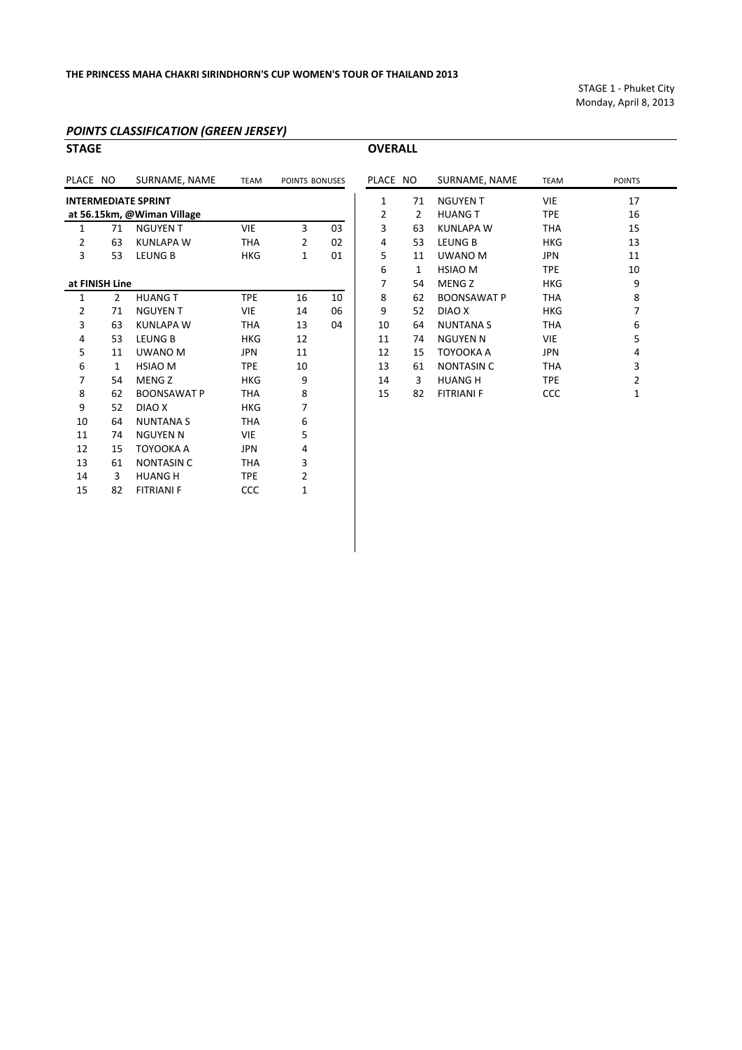**THE PRINCESS MAHA CHAKRI SIRINDHORN'S CUP WOMEN'S TOUR OF THAILAND 2013**

STAGE 1 - Phuket City
Monday, April 8, 2013

## *POINTS CLASSIFICATION (GREEN JERSEY)*

### STAGE

| PLACE | NO | SURNAME, NAME | TEAM | POINTS | BONUSES |
|---|---|---|---|---|---|
| **INTERMEDIATE SPRINT** | | | | | |
| **at 56.15km, @Wiman Village** | | | | | |
| 1 | 71 | NGUYEN T | VIE | 3 | 03 |
| 2 | 63 | KUNLAPA W | THA | 2 | 02 |
| 3 | 53 | LEUNG B | HKG | 1 | 01 |
| **at FINISH Line** | | | | | |
| 1 | 2 | HUANG T | TPE | 16 | 10 |
| 2 | 71 | NGUYEN T | VIE | 14 | 06 |
| 3 | 63 | KUNLAPA W | THA | 13 | 04 |
| 4 | 53 | LEUNG B | HKG | 12 | |
| 5 | 11 | UWANO M | JPN | 11 | |
| 6 | 1 | HSIAO M | TPE | 10 | |
| 7 | 54 | MENG Z | HKG | 9 | |
| 8 | 62 | BOONSAWAT P | THA | 8 | |
| 9 | 52 | DIAO X | HKG | 7 | |
| 10 | 64 | NUNTANA S | THA | 6 | |
| 11 | 74 | NGUYEN N | VIE | 5 | |
| 12 | 15 | TOYOOKA A | JPN | 4 | |
| 13 | 61 | NONTASIN C | THA | 3 | |
| 14 | 3 | HUANG H | TPE | 2 | |
| 15 | 82 | FITRIANI F | CCC | 1 | |

### OVERALL

| PLACE | NO | SURNAME, NAME | TEAM | POINTS |
|---|---|---|---|---|
| 1 | 71 | NGUYEN T | VIE | 17 |
| 2 | 2 | HUANG T | TPE | 16 |
| 3 | 63 | KUNLAPA W | THA | 15 |
| 4 | 53 | LEUNG B | HKG | 13 |
| 5 | 11 | UWANO M | JPN | 11 |
| 6 | 1 | HSIAO M | TPE | 10 |
| 7 | 54 | MENG Z | HKG | 9 |
| 8 | 62 | BOONSAWAT P | THA | 8 |
| 9 | 52 | DIAO X | HKG | 7 |
| 10 | 64 | NUNTANA S | THA | 6 |
| 11 | 74 | NGUYEN N | VIE | 5 |
| 12 | 15 | TOYOOKA A | JPN | 4 |
| 13 | 61 | NONTASIN C | THA | 3 |
| 14 | 3 | HUANG H | TPE | 2 |
| 15 | 82 | FITRIANI F | CCC | 1 |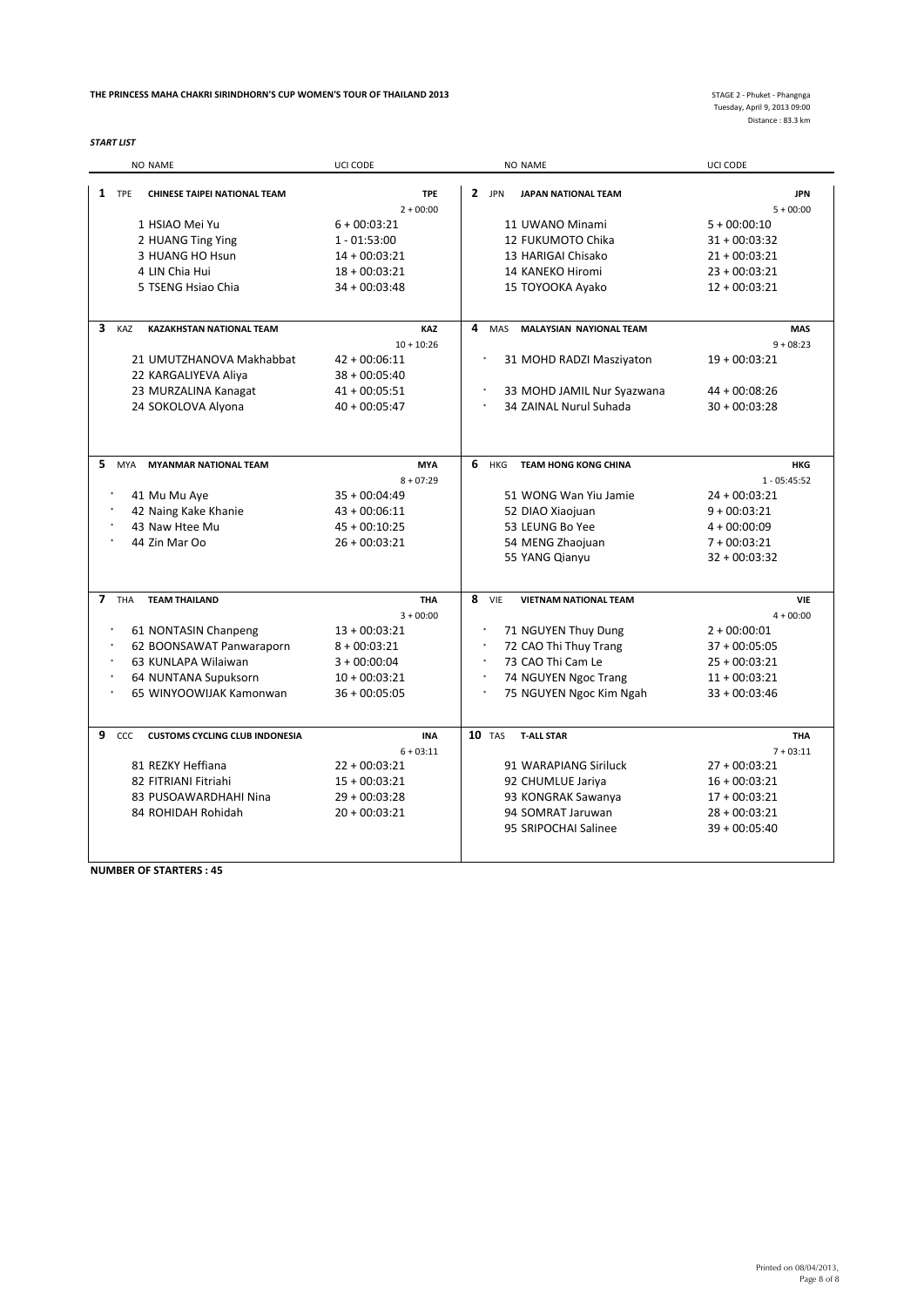**THE PRINCESS MAHA CHAKRI SIRINDHORN'S CUP WOMEN'S TOUR OF THAILAND 2013**

STAGE 2 - Phuket - Phangnga
Tuesday, April 9, 2013 09:00
Distance : 83.3 km

***START LIST***

| NO NAME | UCI CODE | NO NAME | UCI CODE |
|---|---|---|---|
| **1** TPE **CHINESE TAIPEI NATIONAL TEAM** | **TPE** 2 + 00:00 | **2** JPN **JAPAN NATIONAL TEAM** | **JPN** 5 + 00:00 |
| 1 HSIAO Mei Yu | 6 + 00:03:21 | 11 UWANO Minami | 5 + 00:00:10 |
| 2 HUANG Ting Ying | 1 - 01:53:00 | 12 FUKUMOTO Chika | 31 + 00:03:32 |
| 3 HUANG HO Hsun | 14 + 00:03:21 | 13 HARIGAI Chisako | 21 + 00:03:21 |
| 4 LIN Chia Hui | 18 + 00:03:21 | 14 KANEKO Hiromi | 23 + 00:03:21 |
| 5 TSENG Hsiao Chia | 34 + 00:03:48 | 15 TOYOOKA Ayako | 12 + 00:03:21 |
| **3** KAZ **KAZAKHSTAN NATIONAL TEAM** | **KAZ** 10 + 10:26 | **4** MAS **MALAYSIAN NAYIONAL TEAM** | **MAS** 9 + 08:23 |
| 21 UMUTZHANOVA Makhabbat | 42 + 00:06:11 | * 31 MOHD RADZI Masziyaton | 19 + 00:03:21 |
| 22 KARGALIYEVA Aliya | 38 + 00:05:40 | | |
| 23 MURZALINA Kanagat | 41 + 00:05:51 | * 33 MOHD JAMIL Nur Syazwana | 44 + 00:08:26 |
| 24 SOKOLOVA Alyona | 40 + 00:05:47 | * 34 ZAINAL Nurul Suhada | 30 + 00:03:28 |
| **5** MYA **MYANMAR NATIONAL TEAM** | **MYA** 8 + 07:29 | **6** HKG **TEAM HONG KONG CHINA** | **HKG** 1 - 05:45:52 |
| * 41 Mu Mu Aye | 35 + 00:04:49 | 51 WONG Wan Yiu Jamie | 24 + 00:03:21 |
| * 42 Naing Kake Khanie | 43 + 00:06:11 | 52 DIAO Xiaojuan | 9 + 00:03:21 |
| * 43 Naw Htee Mu | 45 + 00:10:25 | 53 LEUNG Bo Yee | 4 + 00:00:09 |
| * 44 Zin Mar Oo | 26 + 00:03:21 | 54 MENG Zhaojuan | 7 + 00:03:21 |
| | | 55 YANG Qianyu | 32 + 00:03:32 |
| **7** THA **TEAM THAILAND** | **THA** 3 + 00:00 | **8** VIE **VIETNAM NATIONAL TEAM** | **VIE** 4 + 00:00 |
| * 61 NONTASIN Chanpeng | 13 + 00:03:21 | * 71 NGUYEN Thuy Dung | 2 + 00:00:01 |
| * 62 BOONSAWAT Panwaraporn | 8 + 00:03:21 | * 72 CAO Thi Thuy Trang | 37 + 00:05:05 |
| * 63 KUNLAPA Wilaiwan | 3 + 00:00:04 | * 73 CAO Thi Cam Le | 25 + 00:03:21 |
| * 64 NUNTANA Supuksorn | 10 + 00:03:21 | * 74 NGUYEN Ngoc Trang | 11 + 00:03:21 |
| * 65 WINYOOWIJAK Kamonwan | 36 + 00:05:05 | * 75 NGUYEN Ngoc Kim Ngah | 33 + 00:03:46 |
| **9** CCC **CUSTOMS CYCLING CLUB INDONESIA** | **INA** 6 + 03:11 | **10** TAS **T-ALL STAR** | **THA** 7 + 03:11 |
| 81 REZKY Heffiana | 22 + 00:03:21 | 91 WARAPIANG Siriluck | 27 + 00:03:21 |
| 82 FITRIANI Fitriahi | 15 + 00:03:21 | 92 CHUMLUE Jariya | 16 + 00:03:21 |
| 83 PUSOAWARDHAHI Nina | 29 + 00:03:28 | 93 KONGRAK Sawanya | 17 + 00:03:21 |
| 84 ROHIDAH Rohidah | 20 + 00:03:21 | 94 SOMRAT Jaruwan | 28 + 00:03:21 |
| | | 95 SRIPOCHAI Salinee | 39 + 00:05:40 |

**NUMBER OF STARTERS : 45**

Printed on 08/04/2013,